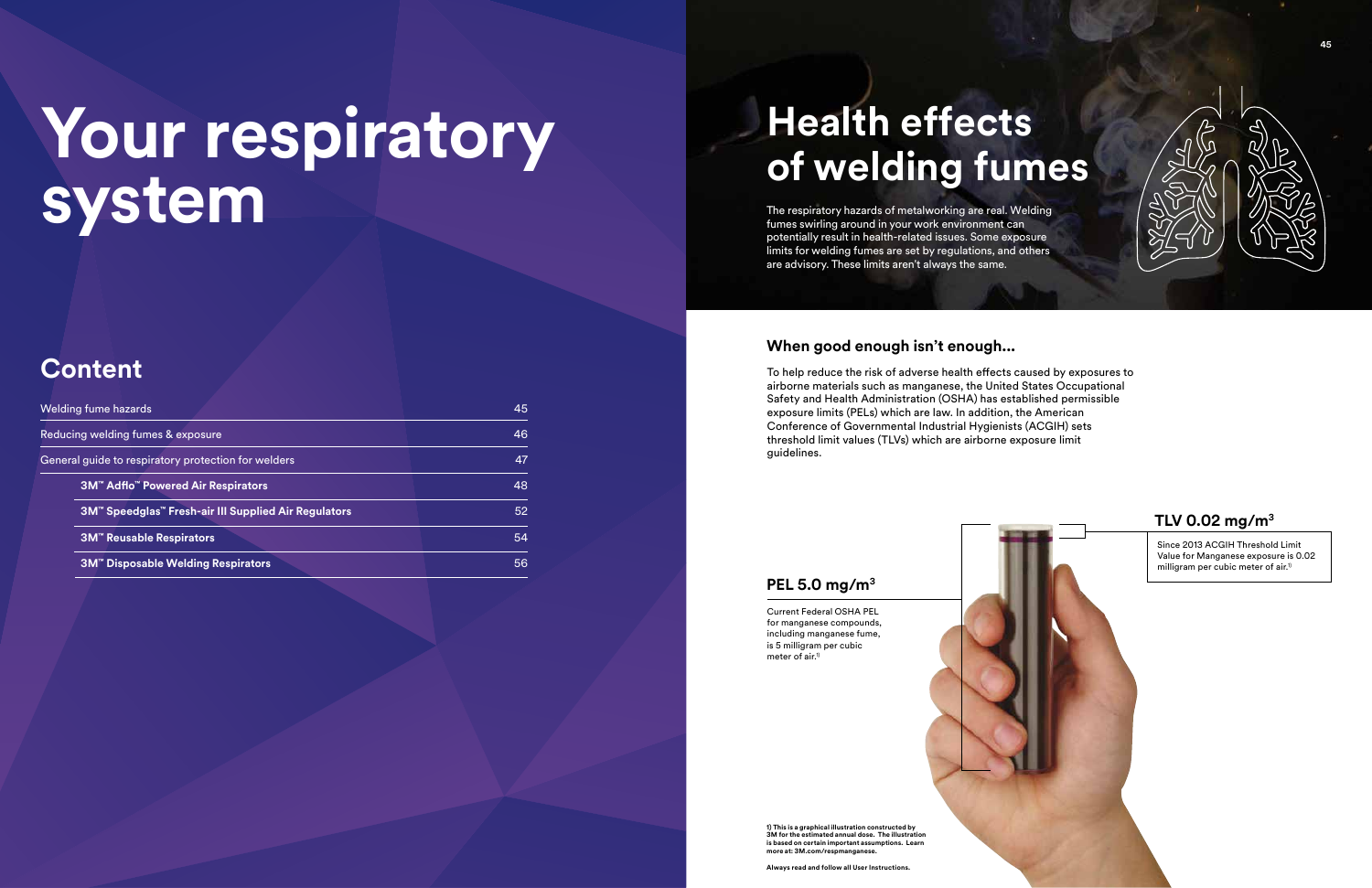# Your respiratory system

## Content

| | |
|---|---|
| Welding fume hazards | 45 |
| Reducing welding fumes & exposure | 46 |
| General guide to respiratory protection for welders | 47 |
| **3M™ Adflo™ Powered Air Respirators** | 48 |
| **3M™ Speedglas™ Fresh-air III Supplied Air Regulators** | 52 |
| **3M™ Reusable Respirators** | 54 |
| **3M™ Disposable Welding Respirators** | 56 |

# Health effects of welding fumes

The respiratory hazards of metalworking are real. Welding fumes swirling around in your work environment can potentially result in health-related issues. Some exposure limits for welding fumes are set by regulations, and others are advisory. These limits aren't always the same.

### When good enough isn't enough...

To help reduce the risk of adverse health effects caused by exposures to airborne materials such as manganese, the United States Occupational Safety and Health Administration (OSHA) has established permissible exposure limits (PELs) which are law. In addition, the American Conference of Governmental Industrial Hygienists (ACGIH) sets threshold limit values (TLVs) which are airborne exposure limit guidelines.

### TLV 0.02 $mg/m^3$

Since 2013 ACGIH Threshold Limit Value for Manganese exposure is 0.02 milligram per cubic meter of air.[1]

### PEL 5.0 $mg/m^3$

Current Federal OSHA PEL for manganese compounds, including manganese fume, is 5 milligram per cubic meter of air.[1]

**1) This is a graphical illustration constructed by 3M for the estimated annual dose. The illustration is based on certain important assumptions. Learn more at: 3M.com/respmanganese.**

**Always read and follow all User Instructions.**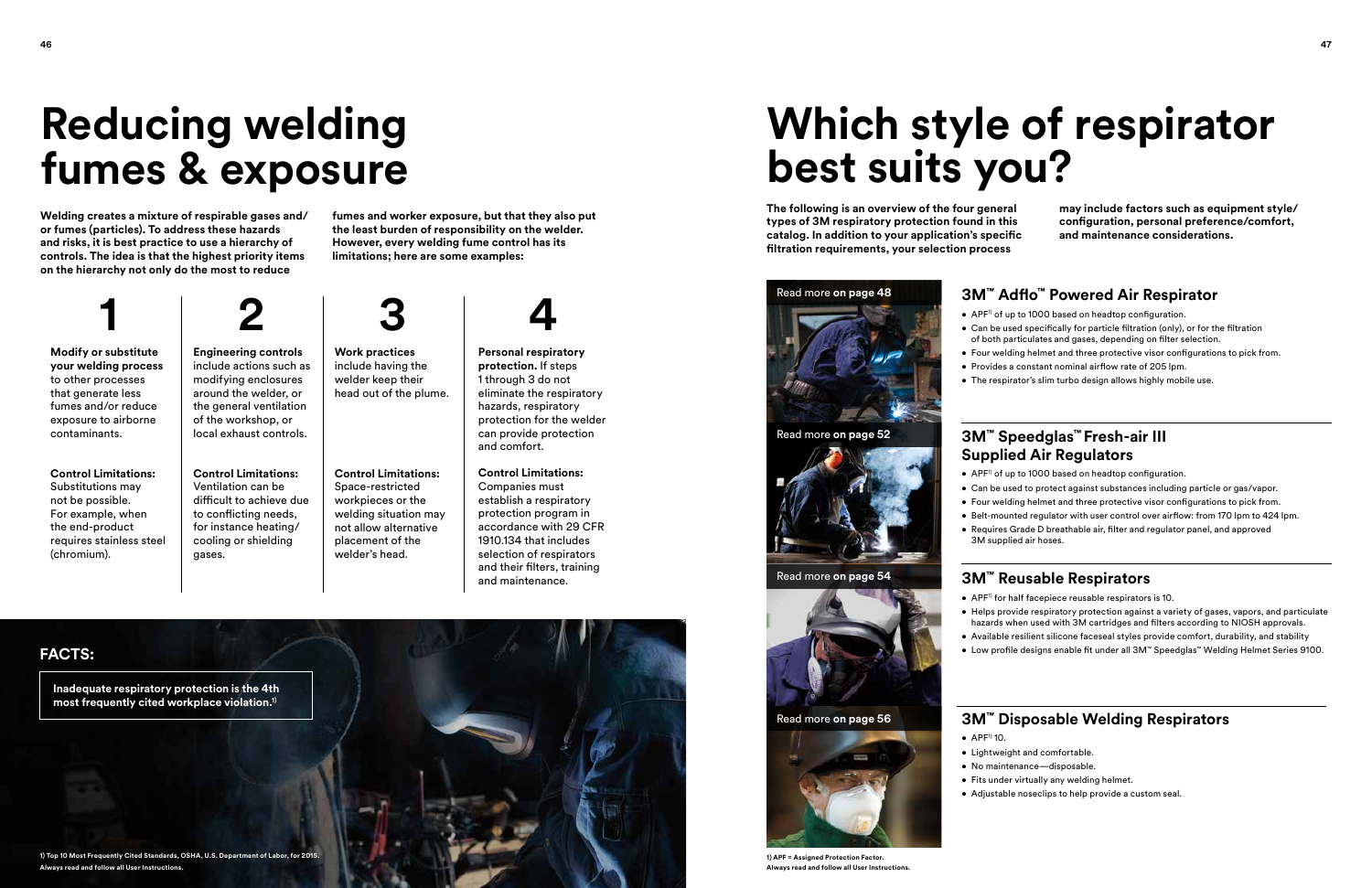# Reducing welding fumes & exposure

**Welding creates a mixture of respirable gases and/or fumes (particles). To address these hazards and risks, it is best practice to use a hierarchy of controls. The idea is that the highest priority items on the hierarchy not only do the most to reduce fumes and worker exposure, but that they also put the least burden of responsibility on the welder. However, every welding fume control has its limitations; here are some examples:**

## 1

**Modify or substitute your welding process** to other processes that generate less fumes and/or reduce exposure to airborne contaminants.

**Control Limitations:** Substitutions may not be possible. For example, when the end-product requires stainless steel (chromium).

## 2

**Engineering controls** include actions such as modifying enclosures around the welder, or the general ventilation of the workshop, or local exhaust controls.

**Control Limitations:** Ventilation can be difficult to achieve due to conflicting needs, for instance heating/cooling or shielding gases.

## 3

**Work practices** include having the welder keep their head out of the plume.

**Control Limitations:** Space-restricted workpieces or the welding situation may not allow alternative placement of the welder's head.

## 4

**Personal respiratory protection.** If steps 1 through 3 do not eliminate the respiratory hazards, respiratory protection for the welder can provide protection and comfort.

**Control Limitations:** Companies must establish a respiratory protection program in accordance with 29 CFR 1910.134 that includes selection of respirators and their filters, training and maintenance.

## FACTS:

**Inadequate respiratory protection is the 4th most frequently cited workplace violation.[1]**

1) Top 10 Most Frequently Cited Standards, OSHA, U.S. Department of Labor, for 2015.
Always read and follow all User Instructions.

# Which style of respirator best suits you?

**The following is an overview of the four general types of 3M respiratory protection found in this catalog. In addition to your application's specific filtration requirements, your selection process may include factors such as equipment style/configuration, personal preference/comfort, and maintenance considerations.**

Read more **on page 48**

## 3M™ Adflo™ Powered Air Respirator

- APF[1] of up to 1000 based on headtop configuration.
- Can be used specifically for particle filtration (only), or for the filtration of both particulates and gases, depending on filter selection.
- Four welding helmet and three protective visor configurations to pick from.
- Provides a constant nominal airflow rate of 205 lpm.
- The respirator's slim turbo design allows highly mobile use.

Read more **on page 52**

## 3M™ Speedglas™ Fresh-air III Supplied Air Regulators

- APF[1] of up to 1000 based on headtop configuration.
- Can be used to protect against substances including particle or gas/vapor.
- Four welding helmet and three protective visor configurations to pick from.
- Belt-mounted regulator with user control over airflow: from 170 lpm to 424 lpm.
- Requires Grade D breathable air, filter and regulator panel, and approved 3M supplied air hoses.

Read more **on page 54**

## 3M™ Reusable Respirators

- APF[1] for half facepiece reusable respirators is 10.
- Helps provide respiratory protection against a variety of gases, vapors, and particulate hazards when used with 3M cartridges and filters according to NIOSH approvals.
- Available resilient silicone faceseal styles provide comfort, durability, and stability
- Low profile designs enable fit under all 3M™ Speedglas™ Welding Helmet Series 9100.

Read more **on page 56**

## 3M™ Disposable Welding Respirators

- APF[1] 10.
- Lightweight and comfortable.
- No maintenance—disposable.
- Fits under virtually any welding helmet.
- Adjustable noseclips to help provide a custom seal.

1) APF = Assigned Protection Factor.
Always read and follow all User Instructions.